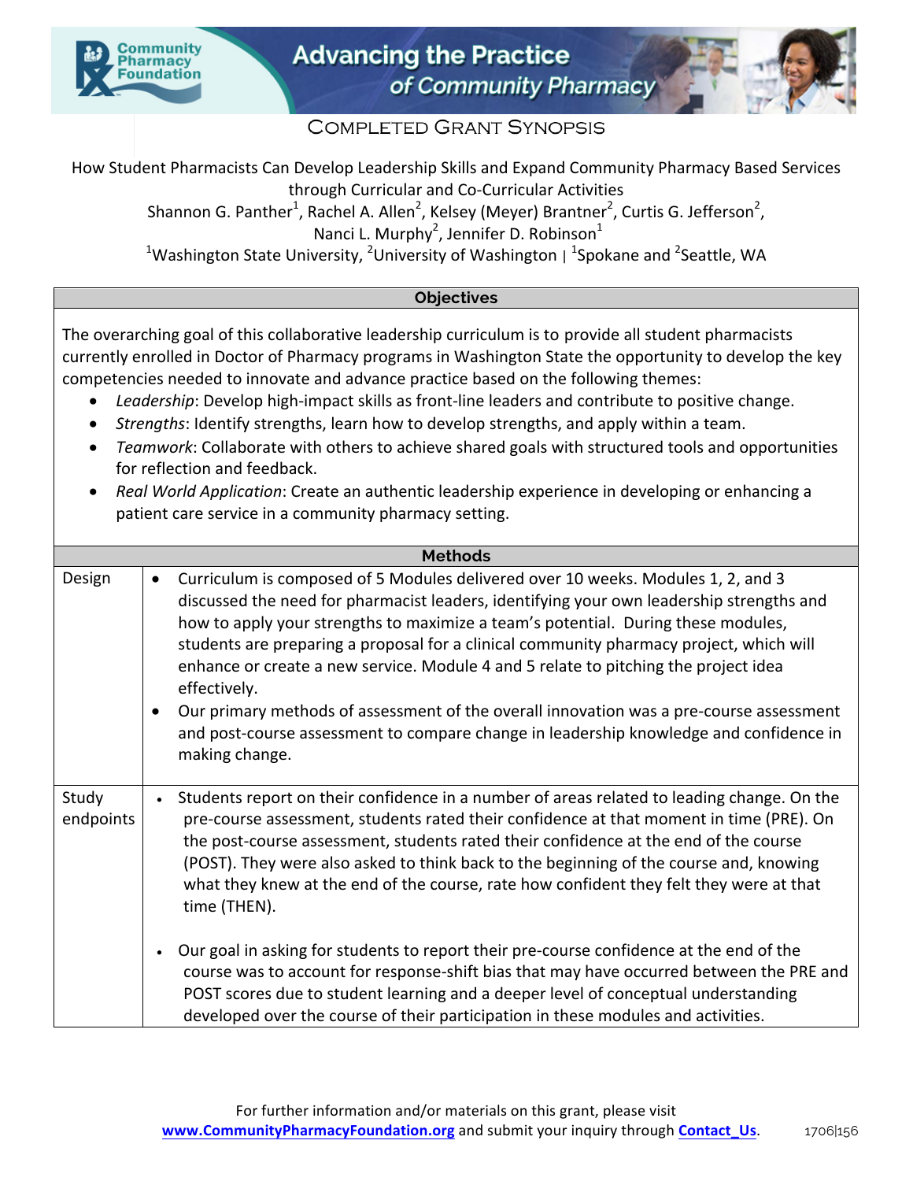# Advancing the Practice of Community Pharmacy

## Completed Grant Synopsis

How Student Pharmacists Can Develop Leadership Skills and Expand Community Pharmacy Based Services through Curricular and Co-Curricular Activities

Shannon G. Panther[1], Rachel A. Allen[2], Kelsey (Meyer) Brantner[2], Curtis G. Jefferson[2], Nanci L. Murphy[2], Jennifer D. Robinson[1]

[1]Washington State University, [2]University of Washington | [1]Spokane and [2]Seattle, WA

### Objectives

The overarching goal of this collaborative leadership curriculum is to provide all student pharmacists currently enrolled in Doctor of Pharmacy programs in Washington State the opportunity to develop the key competencies needed to innovate and advance practice based on the following themes:

- *Leadership*: Develop high-impact skills as front-line leaders and contribute to positive change.
- *Strengths*: Identify strengths, learn how to develop strengths, and apply within a team.
- *Teamwork*: Collaborate with others to achieve shared goals with structured tools and opportunities for reflection and feedback.
- *Real World Application*: Create an authentic leadership experience in developing or enhancing a patient care service in a community pharmacy setting.

### Methods

| | |
|---|---|
| Design | • Curriculum is composed of 5 Modules delivered over 10 weeks. Modules 1, 2, and 3 discussed the need for pharmacist leaders, identifying your own leadership strengths and how to apply your strengths to maximize a team's potential. During these modules, students are preparing a proposal for a clinical community pharmacy project, which will enhance or create a new service. Module 4 and 5 relate to pitching the project idea effectively.<br>• Our primary methods of assessment of the overall innovation was a pre-course assessment and post-course assessment to compare change in leadership knowledge and confidence in making change. |
| Study endpoints | • Students report on their confidence in a number of areas related to leading change. On the pre-course assessment, students rated their confidence at that moment in time (PRE). On the post-course assessment, students rated their confidence at the end of the course (POST). They were also asked to think back to the beginning of the course and, knowing what they knew at the end of the course, rate how confident they felt they were at that time (THEN).<br>• Our goal in asking for students to report their pre-course confidence at the end of the course was to account for response-shift bias that may have occurred between the PRE and POST scores due to student learning and a deeper level of conceptual understanding developed over the course of their participation in these modules and activities. |

For further information and/or materials on this grant, please visit **www.CommunityPharmacyFoundation.org** and submit your inquiry through **Contact_Us**.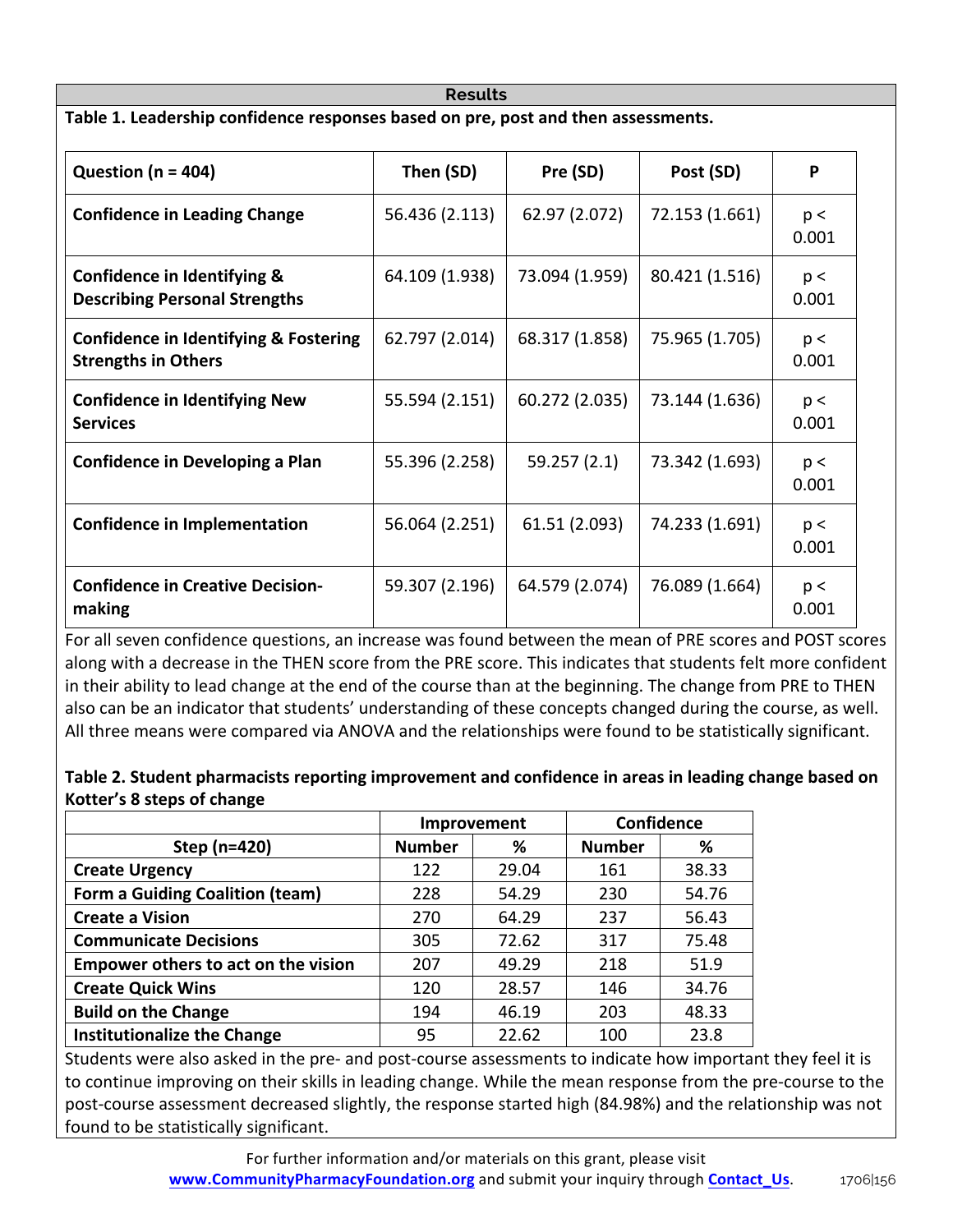## Results

**Table 1. Leadership confidence responses based on pre, post and then assessments.**

| Question (n = 404) | Then (SD) | Pre (SD) | Post (SD) | P |
|---|---|---|---|---|
| **Confidence in Leading Change** | 56.436 (2.113) | 62.97 (2.072) | 72.153 (1.661) | $p < 0.001$ |
| **Confidence in Identifying & Describing Personal Strengths** | 64.109 (1.938) | 73.094 (1.959) | 80.421 (1.516) | $p < 0.001$ |
| **Confidence in Identifying & Fostering Strengths in Others** | 62.797 (2.014) | 68.317 (1.858) | 75.965 (1.705) | $p < 0.001$ |
| **Confidence in Identifying New Services** | 55.594 (2.151) | 60.272 (2.035) | 73.144 (1.636) | $p < 0.001$ |
| **Confidence in Developing a Plan** | 55.396 (2.258) | 59.257 (2.1) | 73.342 (1.693) | $p < 0.001$ |
| **Confidence in Implementation** | 56.064 (2.251) | 61.51 (2.093) | 74.233 (1.691) | $p < 0.001$ |
| **Confidence in Creative Decision-making** | 59.307 (2.196) | 64.579 (2.074) | 76.089 (1.664) | $p < 0.001$ |

For all seven confidence questions, an increase was found between the mean of PRE scores and POST scores along with a decrease in the THEN score from the PRE score. This indicates that students felt more confident in their ability to lead change at the end of the course than at the beginning. The change from PRE to THEN also can be an indicator that students' understanding of these concepts changed during the course, as well. All three means were compared via ANOVA and the relationships were found to be statistically significant.

**Table 2. Student pharmacists reporting improvement and confidence in areas in leading change based on Kotter's 8 steps of change**

| | Improvement | | Confidence | |
|---|---|---|---|---|
| **Step (n=420)** | **Number** | **%** | **Number** | **%** |
| **Create Urgency** | 122 | 29.04 | 161 | 38.33 |
| **Form a Guiding Coalition (team)** | 228 | 54.29 | 230 | 54.76 |
| **Create a Vision** | 270 | 64.29 | 237 | 56.43 |
| **Communicate Decisions** | 305 | 72.62 | 317 | 75.48 |
| **Empower others to act on the vision** | 207 | 49.29 | 218 | 51.9 |
| **Create Quick Wins** | 120 | 28.57 | 146 | 34.76 |
| **Build on the Change** | 194 | 46.19 | 203 | 48.33 |
| **Institutionalize the Change** | 95 | 22.62 | 100 | 23.8 |

Students were also asked in the pre- and post-course assessments to indicate how important they feel it is to continue improving on their skills in leading change. While the mean response from the pre-course to the post-course assessment decreased slightly, the response started high (84.98%) and the relationship was not found to be statistically significant.

For further information and/or materials on this grant, please visit **www.CommunityPharmacyFoundation.org** and submit your inquiry through **Contact_Us**.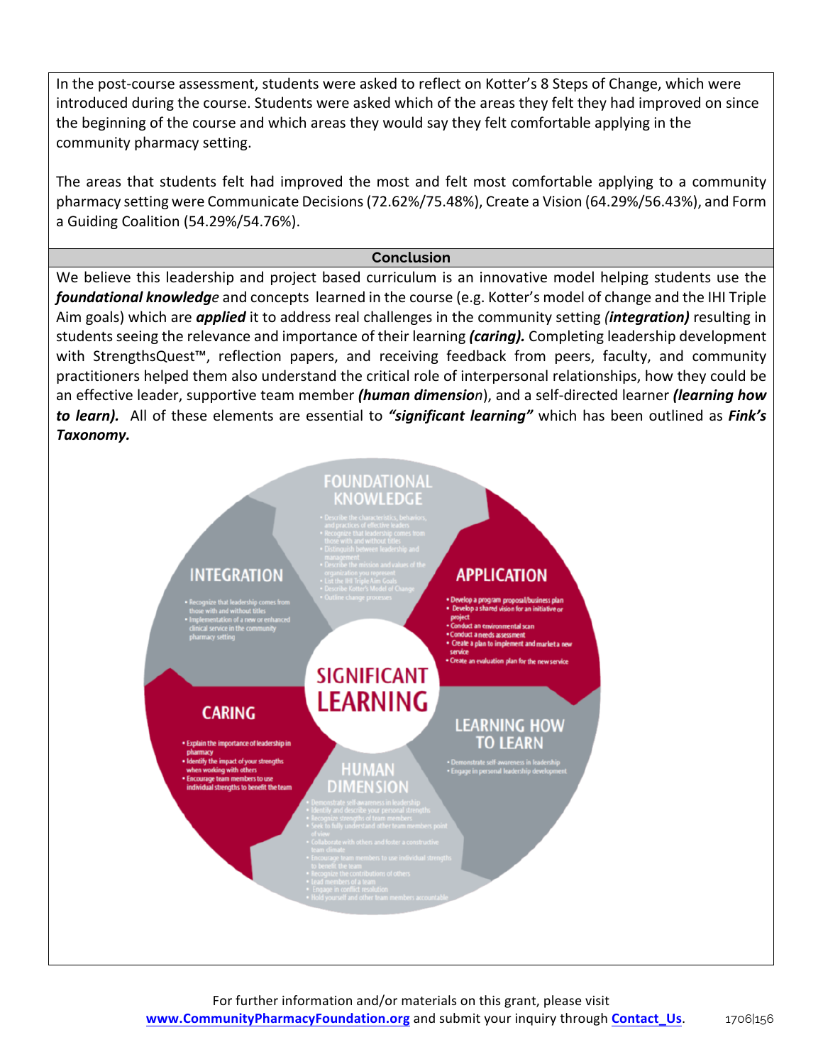In the post-course assessment, students were asked to reflect on Kotter's 8 Steps of Change, which were introduced during the course. Students were asked which of the areas they felt they had improved on since the beginning of the course and which areas they would say they felt comfortable applying in the community pharmacy setting.

The areas that students felt had improved the most and felt most comfortable applying to a community pharmacy setting were Communicate Decisions (72.62%/75.48%), Create a Vision (64.29%/56.43%), and Form a Guiding Coalition (54.29%/54.76%).

## Conclusion

We believe this leadership and project based curriculum is an innovative model helping students use the ***foundational knowledge*** and concepts learned in the course (e.g. Kotter's model of change and the IHI Triple Aim goals) which are ***applied*** it to address real challenges in the community setting ***(integration)*** resulting in students seeing the relevance and importance of their learning ***(caring).*** Completing leadership development with StrengthsQuest™, reflection papers, and receiving feedback from peers, faculty, and community practitioners helped them also understand the critical role of interpersonal relationships, how they could be an effective leader, supportive team member ***(human dimension***), and a self-directed learner ***(learning how to learn).*** All of these elements are essential to ***"significant learning"*** which has been outlined as ***Fink's Taxonomy.***

SIGNIFICANT LEARNING

FOUNDATIONAL KNOWLEDGE
- Describe the characteristics, behaviors, and practices of effective leaders
- Recognize that leadership comes from those with and without titles
- Distinguish between leadership and management
- Describe the mission and values of the organization you represent
- List the IHI Triple Aim Goals
- Describe Kotter's Model of Change
- Outline change processes

APPLICATION
- Develop a program proposal/business plan
- Develop a shared vision for an initiative or project
- Conduct an environmental scan
- Conduct a needs assessment
- Create a plan to implement and market a new service
- Create an evaluation plan for the new service

LEARNING HOW TO LEARN
- Demonstrate self-awareness in leadership
- Engage in personal leadership development

HUMAN DIMENSION
- Demonstrate self-awareness in leadership
- Identify and describe your personal strengths
- Recognize strengths of team members
- Seek to fully understand other team members point of view
- Collaborate with others and foster a constructive team climate
- Encourage team members to use individual strengths to benefit the team
- Recognize the contributions of others
- Lead members of a team
- Engage in conflict resolution
- Hold yourself and other team members accountable

CARING
- Explain the importance of leadership in pharmacy
- Identify the impact of your strengths when working with others
- Encourage team members to use individual strengths to benefit the team

INTEGRATION
- Recognize that leadership comes from those with and without titles
- Implementation of a new or enhanced clinical service in the community pharmacy setting

For further information and/or materials on this grant, please visit **www.CommunityPharmacyFoundation.org** and submit your inquiry through **Contact_Us**.